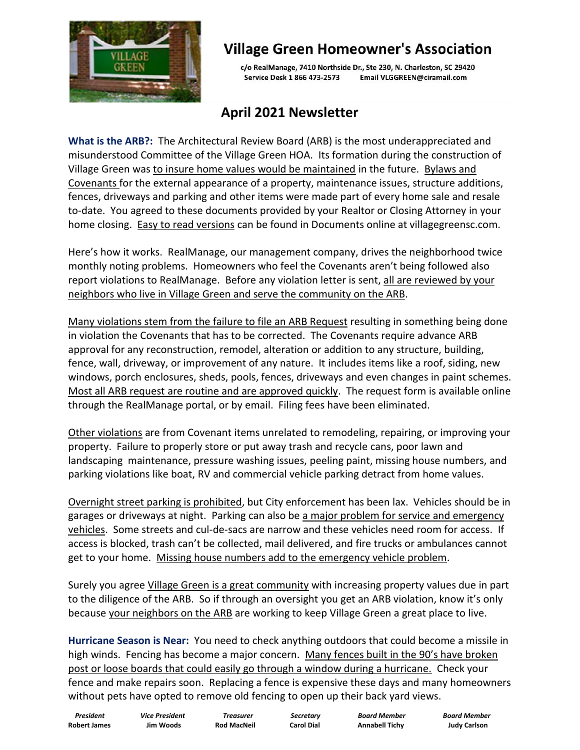# Village Green Homeowner's Association

c/o RealManage, 7410 Northside Dr., Ste 230, N. Charleston, SC 29420
Service Desk 1 866 473-2573 Email VLGGREEN@ciramail.com

## April 2021 Newsletter

**What is the ARB?:** The Architectural Review Board (ARB) is the most underappreciated and misunderstood Committee of the Village Green HOA. Its formation during the construction of Village Green was to insure home values would be maintained in the future. Bylaws and Covenants for the external appearance of a property, maintenance issues, structure additions, fences, driveways and parking and other items were made part of every home sale and resale to-date. You agreed to these documents provided by your Realtor or Closing Attorney in your home closing. Easy to read versions can be found in Documents online at villagegreensc.com.

Here's how it works. RealManage, our management company, drives the neighborhood twice monthly noting problems. Homeowners who feel the Covenants aren't being followed also report violations to RealManage. Before any violation letter is sent, all are reviewed by your neighbors who live in Village Green and serve the community on the ARB.

Many violations stem from the failure to file an ARB Request resulting in something being done in violation the Covenants that has to be corrected. The Covenants require advance ARB approval for any reconstruction, remodel, alteration or addition to any structure, building, fence, wall, driveway, or improvement of any nature. It includes items like a roof, siding, new windows, porch enclosures, sheds, pools, fences, driveways and even changes in paint schemes. Most all ARB request are routine and are approved quickly. The request form is available online through the RealManage portal, or by email. Filing fees have been eliminated.

Other violations are from Covenant items unrelated to remodeling, repairing, or improving your property. Failure to properly store or put away trash and recycle cans, poor lawn and landscaping maintenance, pressure washing issues, peeling paint, missing house numbers, and parking violations like boat, RV and commercial vehicle parking detract from home values.

Overnight street parking is prohibited, but City enforcement has been lax. Vehicles should be in garages or driveways at night. Parking can also be a major problem for service and emergency vehicles. Some streets and cul-de-sacs are narrow and these vehicles need room for access. If access is blocked, trash can't be collected, mail delivered, and fire trucks or ambulances cannot get to your home. Missing house numbers add to the emergency vehicle problem.

Surely you agree Village Green is a great community with increasing property values due in part to the diligence of the ARB. So if through an oversight you get an ARB violation, know it's only because your neighbors on the ARB are working to keep Village Green a great place to live.

**Hurricane Season is Near:** You need to check anything outdoors that could become a missile in high winds. Fencing has become a major concern. Many fences built in the 90's have broken post or loose boards that could easily go through a window during a hurricane. Check your fence and make repairs soon. Replacing a fence is expensive these days and many homeowners without pets have opted to remove old fencing to open up their back yard views.

| *President* | *Vice President* | *Treasurer* | *Secretary* | *Board Member* | *Board Member* |
|---|---|---|---|---|---|
| **Robert James** | **Jim Woods** | **Rod MacNeil** | **Carol Dial** | **Annabell Tichy** | **Judy Carlson** |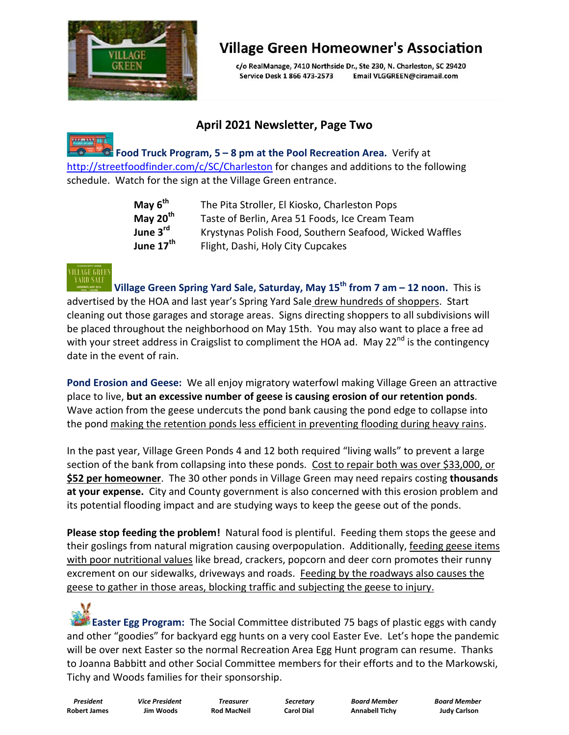# Village Green Homeowner's Association

c/o RealManage, 7410 Northside Dr., Ste 230, N. Charleston, SC 29420
Service Desk 1 866 473-2573 Email VLGGREEN@ciramail.com

## April 2021 Newsletter, Page Two

**Food Truck Program, 5 – 8 pm at the Pool Recreation Area.** Verify at http://streetfoodfinder.com/c/SC/Charleston for changes and additions to the following schedule. Watch for the sign at the Village Green entrance.

| | |
|---|---|
| **May 6th** | The Pita Stroller, El Kiosko, Charleston Pops |
| **May 20th** | Taste of Berlin, Area 51 Foods, Ice Cream Team |
| **June 3rd** | Krystynas Polish Food, Southern Seafood, Wicked Waffles |
| **June 17th** | Flight, Dashi, Holy City Cupcakes |

**Village Green Spring Yard Sale, Saturday, May 15th from 7 am – 12 noon.** This is advertised by the HOA and last year's Spring Yard Sale drew hundreds of shoppers. Start cleaning out those garages and storage areas. Signs directing shoppers to all subdivisions will be placed throughout the neighborhood on May 15th. You may also want to place a free ad with your street address in Craigslist to compliment the HOA ad. May 22nd is the contingency date in the event of rain.

**Pond Erosion and Geese:** We all enjoy migratory waterfowl making Village Green an attractive place to live, **but an excessive number of geese is causing erosion of our retention ponds**. Wave action from the geese undercuts the pond bank causing the pond edge to collapse into the pond making the retention ponds less efficient in preventing flooding during heavy rains.

In the past year, Village Green Ponds 4 and 12 both required "living walls" to prevent a large section of the bank from collapsing into these ponds. Cost to repair both was over $33,000, or **$52 per homeowner**. The 30 other ponds in Village Green may need repairs costing **thousands at your expense.** City and County government is also concerned with this erosion problem and its potential flooding impact and are studying ways to keep the geese out of the ponds.

**Please stop feeding the problem!** Natural food is plentiful. Feeding them stops the geese and their goslings from natural migration causing overpopulation. Additionally, feeding geese items with poor nutritional values like bread, crackers, popcorn and deer corn promotes their runny excrement on our sidewalks, driveways and roads. Feeding by the roadways also causes the geese to gather in those areas, blocking traffic and subjecting the geese to injury.

**Easter Egg Program:** The Social Committee distributed 75 bags of plastic eggs with candy and other "goodies" for backyard egg hunts on a very cool Easter Eve. Let's hope the pandemic will be over next Easter so the normal Recreation Area Egg Hunt program can resume. Thanks to Joanna Babbitt and other Social Committee members for their efforts and to the Markowski, Tichy and Woods families for their sponsorship.

| *President* | *Vice President* | *Treasurer* | *Secretary* | *Board Member* | *Board Member* |
|---|---|---|---|---|---|
| Robert James | Jim Woods | Rod MacNeil | Carol Dial | Annabell Tichy | Judy Carlson |